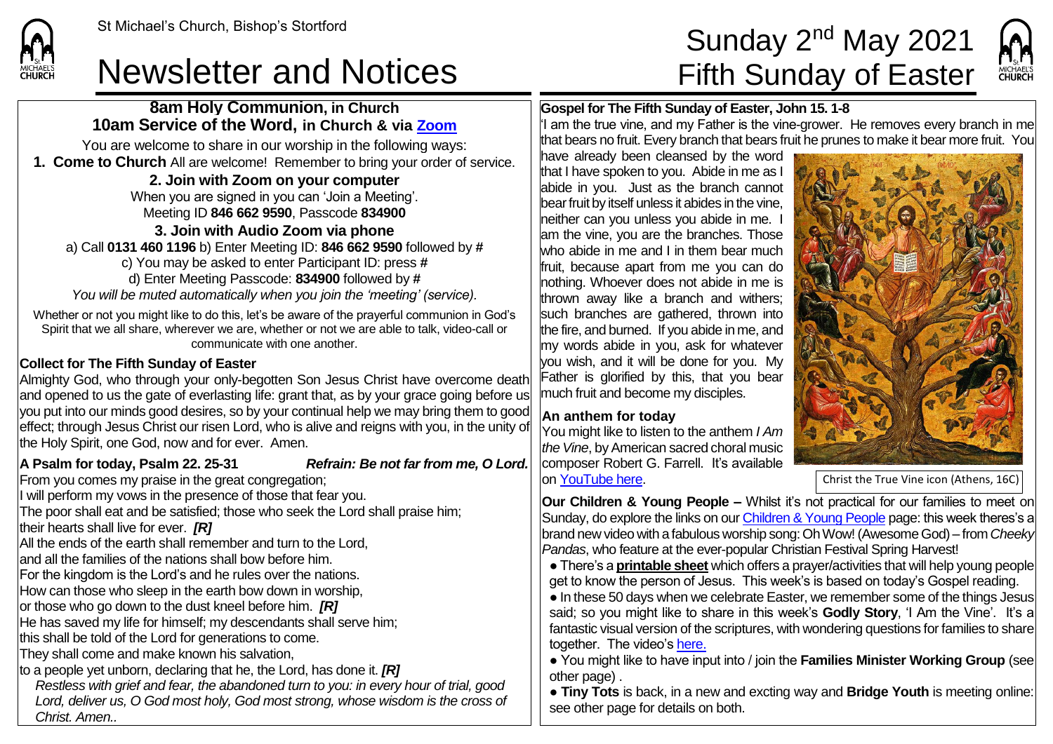St Michael's Church, Bishop's Stortford

# Newsletter and Notices

# Sunday 2nd May 2021 Fifth Sunday of Easter

## 8am Holy Communion, in Church
## 10am Service of the Word, in Church & via Zoom

You are welcome to share in our worship in the following ways:

**1. Come to Church** All are welcome! Remember to bring your order of service.

**2. Join with Zoom on your computer**

When you are signed in you can 'Join a Meeting'.
Meeting ID **846 662 9590**, Passcode **834900**

**3. Join with Audio Zoom via phone**

a) Call **0131 460 1196** b) Enter Meeting ID: **846 662 9590** followed by **#**
c) You may be asked to enter Participant ID: press **#**
d) Enter Meeting Passcode: **834900** followed by **#**
*You will be muted automatically when you join the 'meeting' (service).*

Whether or not you might like to do this, let's be aware of the prayerful communion in God's Spirit that we all share, wherever we are, whether or not we are able to talk, video-call or communicate with one another.

**Collect for The Fifth Sunday of Easter**

Almighty God, who through your only-begotten Son Jesus Christ have overcome death and opened to us the gate of everlasting life: grant that, as by your grace going before us you put into our minds good desires, so by your continual help we may bring them to good effect; through Jesus Christ our risen Lord, who is alive and reigns with you, in the unity of the Holy Spirit, one God, now and for ever. Amen.

**A Psalm for today, Psalm 22. 25-31** ***Refrain: Be not far from me, O Lord.***

From you comes my praise in the great congregation;
I will perform my vows in the presence of those that fear you.
The poor shall eat and be satisfied; those who seek the Lord shall praise him;
their hearts shall live for ever. ***[R]***
All the ends of the earth shall remember and turn to the Lord,
and all the families of the nations shall bow before him.
For the kingdom is the Lord's and he rules over the nations.
How can those who sleep in the earth bow down in worship,
or those who go down to the dust kneel before him. ***[R]***
He has saved my life for himself; my descendants shall serve him;
this shall be told of the Lord for generations to come.
They shall come and make known his salvation,
to a people yet unborn, declaring that he, the Lord, has done it. ***[R]***

*Restless with grief and fear, the abandoned turn to you: in every hour of trial, good Lord, deliver us, O God most holy, God most strong, whose wisdom is the cross of Christ. Amen..*

**Gospel for The Fifth Sunday of Easter, John 15. 1-8**

'I am the true vine, and my Father is the vine-grower. He removes every branch in me that bears no fruit. Every branch that bears fruit he prunes to make it bear more fruit. You have already been cleansed by the word that I have spoken to you. Abide in me as I abide in you. Just as the branch cannot bear fruit by itself unless it abides in the vine, neither can you unless you abide in me. I am the vine, you are the branches. Those who abide in me and I in them bear much fruit, because apart from me you can do nothing. Whoever does not abide in me is thrown away like a branch and withers; such branches are gathered, thrown into the fire, and burned. If you abide in me, and my words abide in you, ask for whatever you wish, and it will be done for you. My Father is glorified by this, that you bear much fruit and become my disciples.

Christ the True Vine icon (Athens, 16C)

**An anthem for today**

You might like to listen to the anthem *I Am the Vine*, by American sacred choral music composer Robert G. Farrell. It's available on YouTube here.

**Our Children & Young People –** Whilst it's not practical for our families to meet on Sunday, do explore the links on our Children & Young People page: this week theres's a brand new video with a fabulous worship song: Oh Wow! (Awesome God) – from *Cheeky Pandas*, who feature at the ever-popular Christian Festival Spring Harvest!

- There's a **printable sheet** which offers a prayer/activities that will help young people get to know the person of Jesus. This week's is based on today's Gospel reading.
- In these 50 days when we celebrate Easter, we remember some of the things Jesus said; so you might like to share in this week's **Godly Story**, 'I Am the Vine'. It's a fantastic visual version of the scriptures, with wondering questions for families to share together. The video's here.
- You might like to have input into / join the **Families Minister Working Group** (see other page) .
- **Tiny Tots** is back, in a new and excting way and **Bridge Youth** is meeting online: see other page for details on both.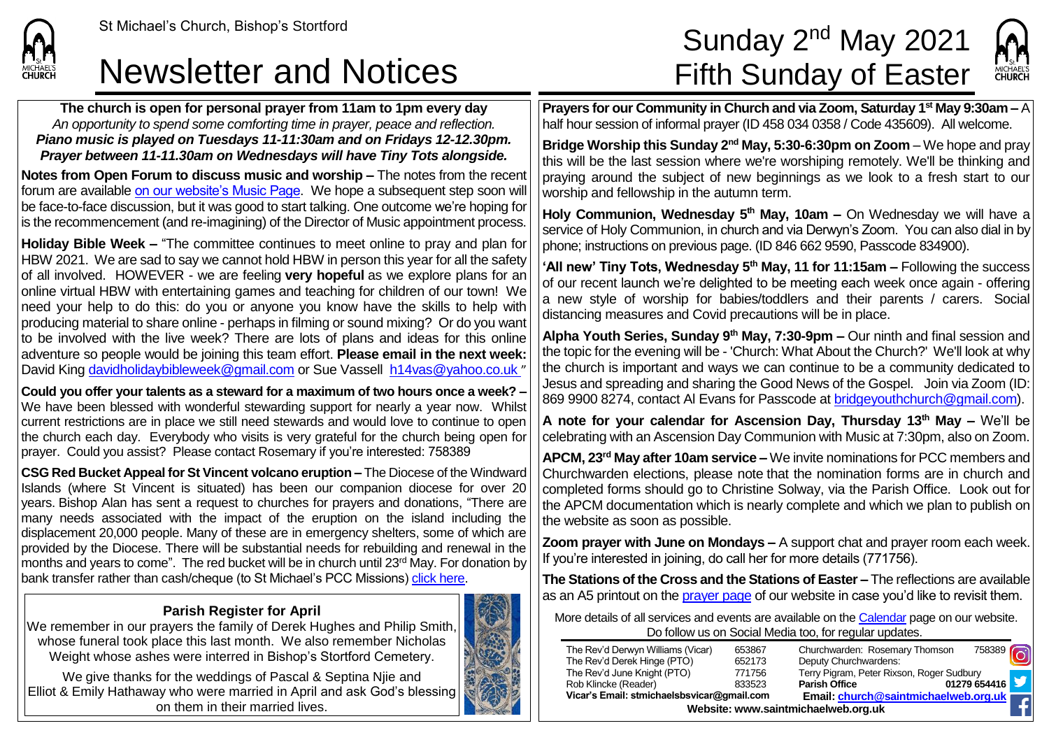St Michael's Church, Bishop's Stortford

# Newsletter and Notices

# Sunday 2nd May 2021 Fifth Sunday of Easter

**The church is open for personal prayer from 11am to 1pm every day**
*An opportunity to spend some comforting time in prayer, peace and reflection.*
***Piano music is played on Tuesdays 11-11:30am and on Fridays 12-12.30pm. Prayer between 11-11.30am on Wednesdays will have Tiny Tots alongside.***

**Notes from Open Forum to discuss music and worship –** The notes from the recent forum are available on our website's Music Page. We hope a subsequent step soon will be face-to-face discussion, but it was good to start talking. One outcome we're hoping for is the recommencement (and re-imagining) of the Director of Music appointment process.

**Holiday Bible Week –** "The committee continues to meet online to pray and plan for HBW 2021. We are sad to say we cannot hold HBW in person this year for all the safety of all involved. HOWEVER - we are feeling **very hopeful** as we explore plans for an online virtual HBW with entertaining games and teaching for children of our town! We need your help to do this: do you or anyone you know have the skills to help with producing material to share online - perhaps in filming or sound mixing? Or do you want to be involved with the live week? There are lots of plans and ideas for this online adventure so people would be joining this team effort. **Please email in the next week:** David King davidholidaybibleweek@gmail.com or Sue Vassell h14vas@yahoo.co.uk"

**Could you offer your talents as a steward for a maximum of two hours once a week? –** We have been blessed with wonderful stewarding support for nearly a year now. Whilst current restrictions are in place we still need stewards and would love to continue to open the church each day. Everybody who visits is very grateful for the church being open for prayer. Could you assist? Please contact Rosemary if you're interested: 758389

**CSG Red Bucket Appeal for St Vincent volcano eruption –** The Diocese of the Windward Islands (where St Vincent is situated) has been our companion diocese for over 20 years. Bishop Alan has sent a request to churches for prayers and donations, "There are many needs associated with the impact of the eruption on the island including the displacement 20,000 people. Many of these are in emergency shelters, some of which are provided by the Diocese. There will be substantial needs for rebuilding and renewal in the months and years to come". The red bucket will be in church until 23rd May. For donation by bank transfer rather than cash/cheque (to St Michael's PCC Missions) click here.

### Parish Register for April

We remember in our prayers the family of Derek Hughes and Philip Smith, whose funeral took place this last month. We also remember Nicholas Weight whose ashes were interred in Bishop's Stortford Cemetery.

We give thanks for the weddings of Pascal & Septina Njie and Elliot & Emily Hathaway who were married in April and ask God's blessing on them in their married lives.

**Prayers for our Community in Church and via Zoom, Saturday 1st May 9:30am –** A half hour session of informal prayer (ID 458 034 0358 / Code 435609). All welcome.

**Bridge Worship this Sunday 2nd May, 5:30-6:30pm on Zoom** – We hope and pray this will be the last session where we're worshiping remotely. We'll be thinking and praying around the subject of new beginnings as we look to a fresh start to our worship and fellowship in the autumn term.

**Holy Communion, Wednesday 5th May, 10am –** On Wednesday we will have a service of Holy Communion, in church and via Derwyn's Zoom. You can also dial in by phone; instructions on previous page. (ID 846 662 9590, Passcode 834900).

**'All new' Tiny Tots, Wednesday 5th May, 11 for 11:15am –** Following the success of our recent launch we're delighted to be meeting each week once again - offering a new style of worship for babies/toddlers and their parents / carers. Social distancing measures and Covid precautions will be in place.

**Alpha Youth Series, Sunday 9th May, 7:30-9pm –** Our ninth and final session and the topic for the evening will be - 'Church: What About the Church?' We'll look at why the church is important and ways we can continue to be a community dedicated to Jesus and spreading and sharing the Good News of the Gospel. Join via Zoom (ID: 869 9900 8274, contact Al Evans for Passcode at bridgeyouthchurch@gmail.com).

**A note for your calendar for Ascension Day, Thursday 13th May –** We'll be celebrating with an Ascension Day Communion with Music at 7:30pm, also on Zoom.

**APCM, 23rd May after 10am service –** We invite nominations for PCC members and Churchwarden elections, please note that the nomination forms are in church and completed forms should go to Christine Solway, via the Parish Office. Look out for the APCM documentation which is nearly complete and which we plan to publish on the website as soon as possible.

**Zoom prayer with June on Mondays –** A support chat and prayer room each week. If you're interested in joining, do call her for more details (771756).

**The Stations of the Cross and the Stations of Easter –** The reflections are available as an A5 printout on the prayer page of our website in case you'd like to revisit them.

More details of all services and events are available on the Calendar page on our website. Do follow us on Social Media too, for regular updates.

| | | | |
|---|---|---|---|
| The Rev'd Derwyn Williams (Vicar) | 653867 | Churchwarden: Rosemary Thomson | 758389 |
| The Rev'd Derek Hinge (PTO) | 652173 | Deputy Churchwardens: | |
| The Rev'd June Knight (PTO) | 771756 | Terry Pigram, Peter Rixson, Roger Sudbury | |
| Rob Klincke (Reader) | 833523 | **Parish Office** | **01279 654416** |
| **Vicar's Email: stmichaelsbsvicar@gmail.com** | | **Email: church@saintmichaelweb.org.uk** | |

**Website: www.saintmichaelweb.org.uk**